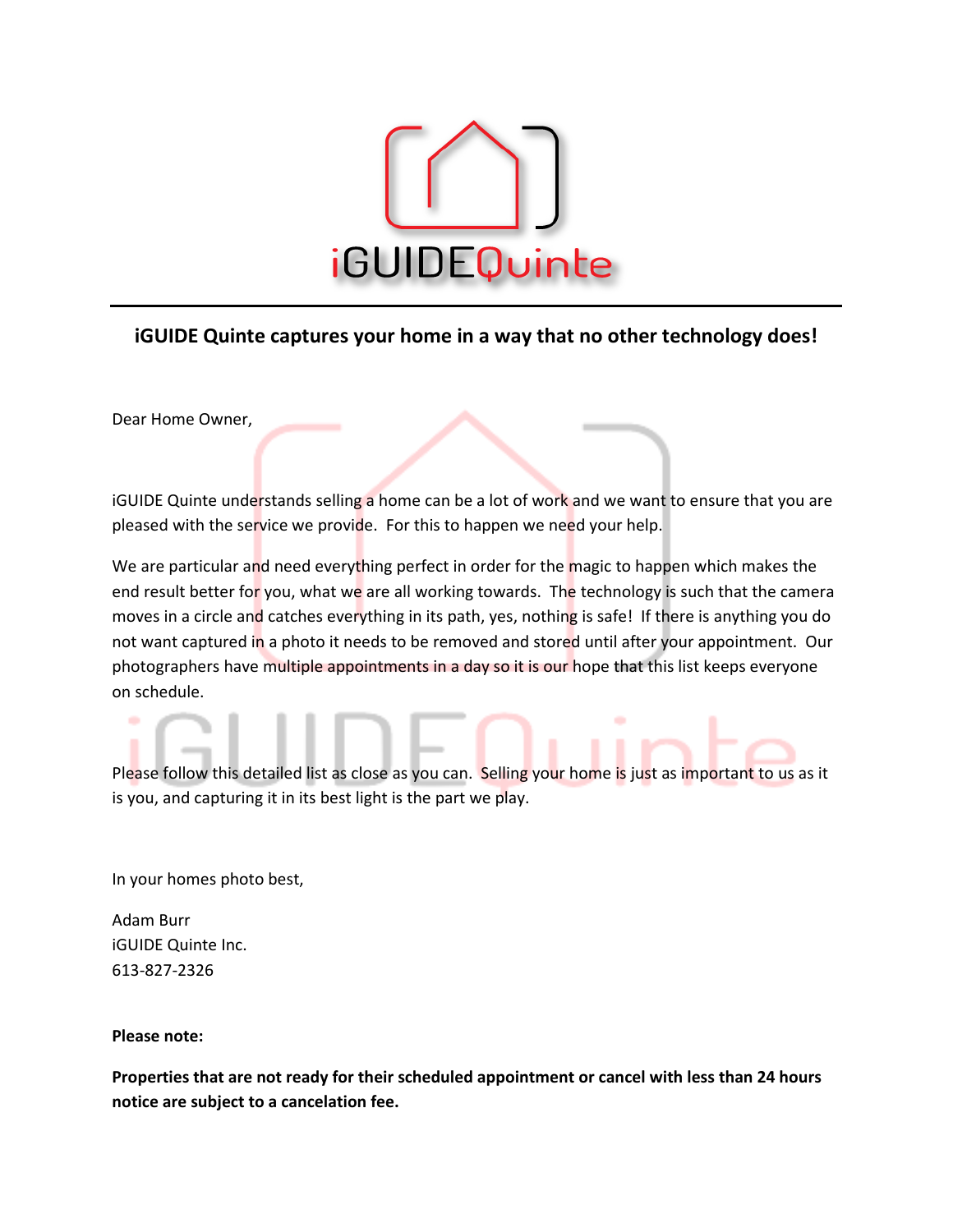# iGUIDEQuinte

**iGUIDE Quinte captures your home in a way that no other technology does!**

Dear Home Owner,

iGUIDE Quinte understands selling a home can be a lot of work and we want to ensure that you are pleased with the service we provide. For this to happen we need your help.

We are particular and need everything perfect in order for the magic to happen which makes the end result better for you, what we are all working towards. The technology is such that the camera moves in a circle and catches everything in its path, yes, nothing is safe! If there is anything you do not want captured in a photo it needs to be removed and stored until after your appointment. Our photographers have multiple appointments in a day so it is our hope that this list keeps everyone on schedule.

Please follow this detailed list as close as you can. Selling your home is just as important to us as it is you, and capturing it in its best light is the part we play.

In your homes photo best,

Adam Burr
iGUIDE Quinte Inc.
613-827-2326

**Please note:**

**Properties that are not ready for their scheduled appointment or cancel with less than 24 hours notice are subject to a cancelation fee.**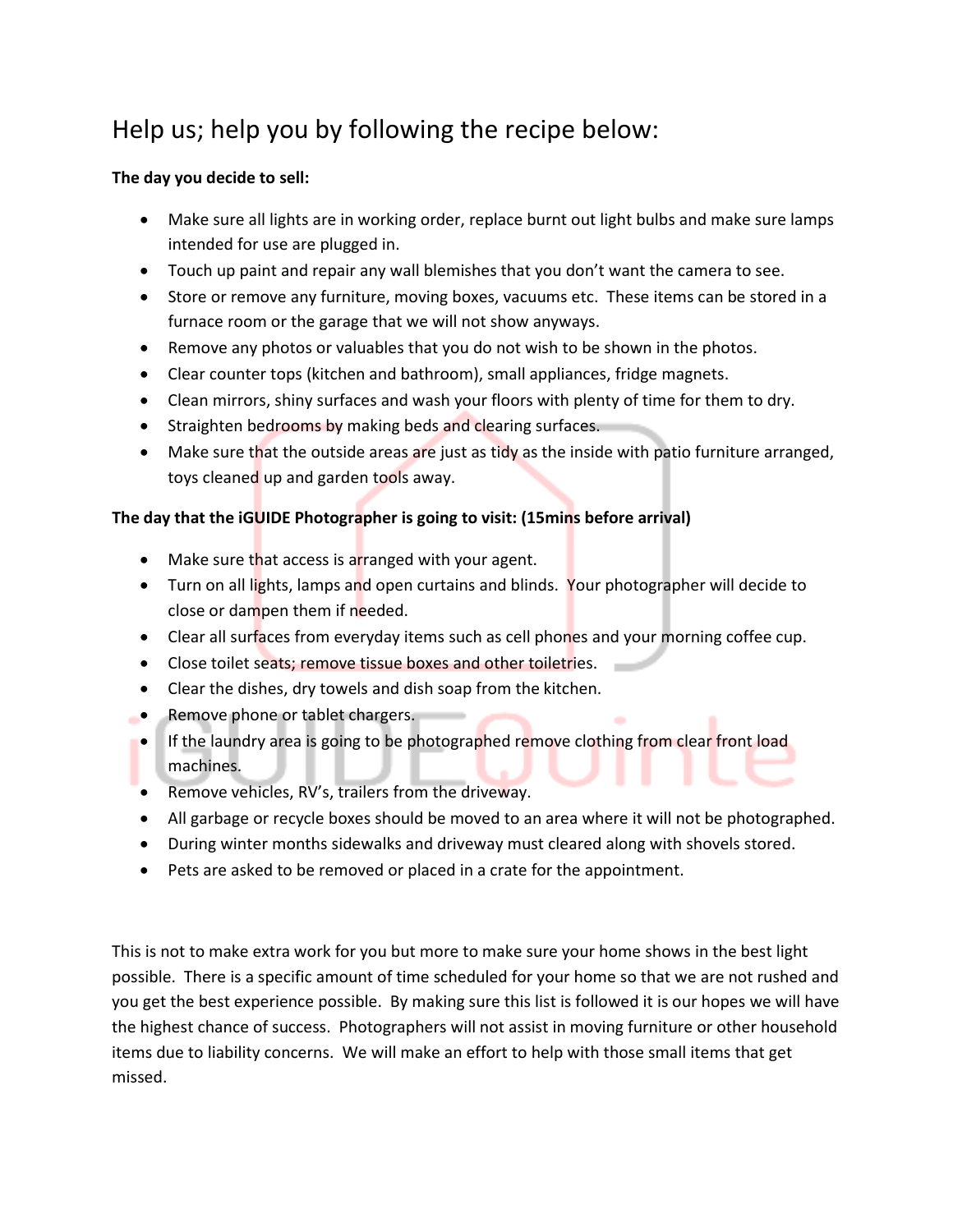# Help us; help you by following the recipe below:

**The day you decide to sell:**

- Make sure all lights are in working order, replace burnt out light bulbs and make sure lamps intended for use are plugged in.
- Touch up paint and repair any wall blemishes that you don't want the camera to see.
- Store or remove any furniture, moving boxes, vacuums etc. These items can be stored in a furnace room or the garage that we will not show anyways.
- Remove any photos or valuables that you do not wish to be shown in the photos.
- Clear counter tops (kitchen and bathroom), small appliances, fridge magnets.
- Clean mirrors, shiny surfaces and wash your floors with plenty of time for them to dry.
- Straighten bedrooms by making beds and clearing surfaces.
- Make sure that the outside areas are just as tidy as the inside with patio furniture arranged, toys cleaned up and garden tools away.

**The day that the iGUIDE Photographer is going to visit: (15mins before arrival)**

- Make sure that access is arranged with your agent.
- Turn on all lights, lamps and open curtains and blinds. Your photographer will decide to close or dampen them if needed.
- Clear all surfaces from everyday items such as cell phones and your morning coffee cup.
- Close toilet seats; remove tissue boxes and other toiletries.
- Clear the dishes, dry towels and dish soap from the kitchen.
- Remove phone or tablet chargers.
- If the laundry area is going to be photographed remove clothing from clear front load machines.
- Remove vehicles, RV's, trailers from the driveway.
- All garbage or recycle boxes should be moved to an area where it will not be photographed.
- During winter months sidewalks and driveway must cleared along with shovels stored.
- Pets are asked to be removed or placed in a crate for the appointment.

This is not to make extra work for you but more to make sure your home shows in the best light possible. There is a specific amount of time scheduled for your home so that we are not rushed and you get the best experience possible. By making sure this list is followed it is our hopes we will have the highest chance of success. Photographers will not assist in moving furniture or other household items due to liability concerns. We will make an effort to help with those small items that get missed.